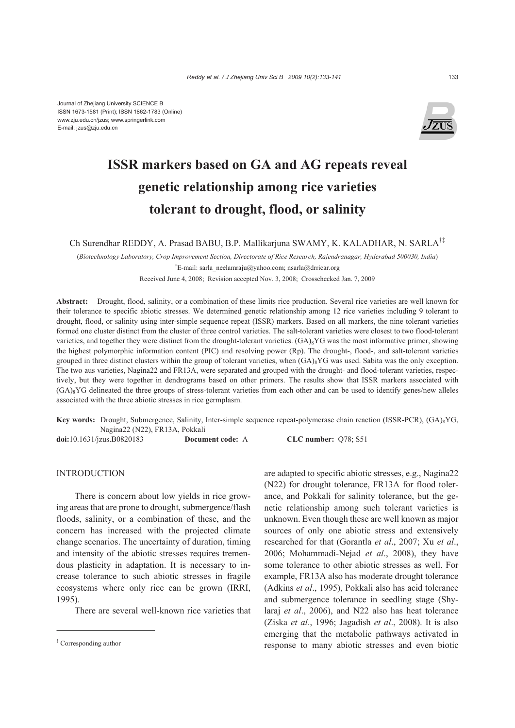Journal of Zhejiang University SCIENCE B
ISSN 1673-1581 (Print); ISSN 1862-1783 (Online)
www.zju.edu.cn/jzus; www.springerlink.com
E-mail: jzus@zju.edu.cn

# ISSR markers based on GA and AG repeats reveal genetic relationship among rice varieties tolerant to drought, flood, or salinity

Ch Surendhar REDDY, A. Prasad BABU, B.P. Mallikarjuna SWAMY, K. KALADHAR, N. SARLA[†‡]

(*Biotechnology Laboratory, Crop Improvement Section, Directorate of Rice Research, Rajendranagar, Hyderabad 500030, India*)

[†]E-mail: sarla_neelamraju@yahoo.com; nsarla@drricar.org

Received June 4, 2008; Revision accepted Nov. 3, 2008; Crosschecked Jan. 7, 2009

**Abstract:** Drought, flood, salinity, or a combination of these limits rice production. Several rice varieties are well known for their tolerance to specific abiotic stresses. We determined genetic relationship among 12 rice varieties including 9 tolerant to drought, flood, or salinity using inter-simple sequence repeat (ISSR) markers. Based on all markers, the nine tolerant varieties formed one cluster distinct from the cluster of three control varieties. The salt-tolerant varieties were closest to two flood-tolerant varieties, and together they were distinct from the drought-tolerant varieties. $(GA)_8YG$ was the most informative primer, showing the highest polymorphic information content (PIC) and resolving power (Rp). The drought-, flood-, and salt-tolerant varieties grouped in three distinct clusters within the group of tolerant varieties, when $(GA)_8YG$ was used. Sabita was the only exception. The two aus varieties, Nagina22 and FR13A, were separated and grouped with the drought- and flood-tolerant varieties, respectively, but they were together in dendrograms based on other primers. The results show that ISSR markers associated with $(GA)_8YG$ delineated the three groups of stress-tolerant varieties from each other and can be used to identify genes/new alleles associated with the three abiotic stresses in rice germplasm.

**Key words:** Drought, Submergence, Salinity, Inter-simple sequence repeat-polymerase chain reaction (ISSR-PCR), $(GA)_8YG$, Nagina22 (N22), FR13A, Pokkali

**doi:**10.1631/jzus.B0820183 **Document code:** A **CLC number:** Q78; S51

## INTRODUCTION

There is concern about low yields in rice growing areas that are prone to drought, submergence/flash floods, salinity, or a combination of these, and the concern has increased with the projected climate change scenarios. The uncertainty of duration, timing and intensity of the abiotic stresses requires tremendous plasticity in adaptation. It is necessary to increase tolerance to such abiotic stresses in fragile ecosystems where only rice can be grown (IRRI, 1995).

There are several well-known rice varieties that are adapted to specific abiotic stresses, e.g., Nagina22 (N22) for drought tolerance, FR13A for flood tolerance, and Pokkali for salinity tolerance, but the genetic relationship among such tolerant varieties is unknown. Even though these are well known as major sources of only one abiotic stress and extensively researched for that (Gorantla *et al*., 2007; Xu *et al*., 2006; Mohammadi-Nejad *et al*., 2008), they have some tolerance to other abiotic stresses as well. For example, FR13A also has moderate drought tolerance (Adkins *et al*., 1995), Pokkali also has acid tolerance and submergence tolerance in seedling stage (Shylaraj *et al*., 2006), and N22 also has heat tolerance (Ziska *et al*., 1996; Jagadish *et al*., 2008). It is also emerging that the metabolic pathways activated in response to many abiotic stresses and even biotic

[‡] Corresponding author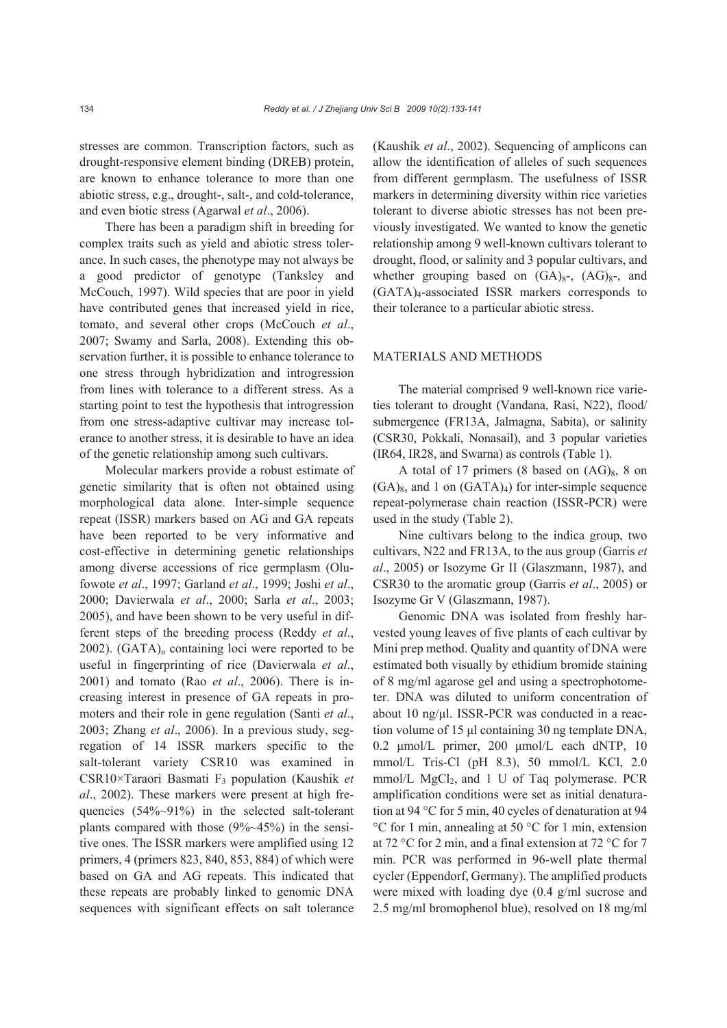stresses are common. Transcription factors, such as drought-responsive element binding (DREB) protein, are known to enhance tolerance to more than one abiotic stress, e.g., drought-, salt-, and cold-tolerance, and even biotic stress (Agarwal *et al*., 2006).

There has been a paradigm shift in breeding for complex traits such as yield and abiotic stress tolerance. In such cases, the phenotype may not always be a good predictor of genotype (Tanksley and McCouch, 1997). Wild species that are poor in yield have contributed genes that increased yield in rice, tomato, and several other crops (McCouch *et al*., 2007; Swamy and Sarla, 2008). Extending this observation further, it is possible to enhance tolerance to one stress through hybridization and introgression from lines with tolerance to a different stress. As a starting point to test the hypothesis that introgression from one stress-adaptive cultivar may increase tolerance to another stress, it is desirable to have an idea of the genetic relationship among such cultivars.

Molecular markers provide a robust estimate of genetic similarity that is often not obtained using morphological data alone. Inter-simple sequence repeat (ISSR) markers based on AG and GA repeats have been reported to be very informative and cost-effective in determining genetic relationships among diverse accessions of rice germplasm (Olufowote *et al*., 1997; Garland *et al*., 1999; Joshi *et al*., 2000; Davierwala *et al*., 2000; Sarla *et al*., 2003; 2005), and have been shown to be very useful in different steps of the breeding process (Reddy *et al*., 2002). $(GATA)_n$ containing loci were reported to be useful in fingerprinting of rice (Davierwala *et al*., 2001) and tomato (Rao *et al*., 2006). There is increasing interest in presence of GA repeats in promoters and their role in gene regulation (Santi *et al*., 2003; Zhang *et al*., 2006). In a previous study, segregation of 14 ISSR markers specific to the salt-tolerant variety CSR10 was examined in CSR10×Taraori Basmati $F_3$ population (Kaushik *et al*., 2002). These markers were present at high frequencies (54%~91%) in the selected salt-tolerant plants compared with those (9%~45%) in the sensitive ones. The ISSR markers were amplified using 12 primers, 4 (primers 823, 840, 853, 884) of which were based on GA and AG repeats. This indicated that these repeats are probably linked to genomic DNA sequences with significant effects on salt tolerance (Kaushik *et al*., 2002). Sequencing of amplicons can allow the identification of alleles of such sequences from different germplasm. The usefulness of ISSR markers in determining diversity within rice varieties tolerant to diverse abiotic stresses has not been previously investigated. We wanted to know the genetic relationship among 9 well-known cultivars tolerant to drought, flood, or salinity and 3 popular cultivars, and whether grouping based on $(GA)_8$-, $(AG)_8$-, and $(GATA)_4$-associated ISSR markers corresponds to their tolerance to a particular abiotic stress.

## MATERIALS AND METHODS

The material comprised 9 well-known rice varieties tolerant to drought (Vandana, Rasi, N22), flood/submergence (FR13A, Jalmagna, Sabita), or salinity (CSR30, Pokkali, Nonasail), and 3 popular varieties (IR64, IR28, and Swarna) as controls (Table 1).

A total of 17 primers (8 based on $(AG)_8$, 8 on $(GA)_8$, and 1 on $(GATA)_4$) for inter-simple sequence repeat-polymerase chain reaction (ISSR-PCR) were used in the study (Table 2).

Nine cultivars belong to the indica group, two cultivars, N22 and FR13A, to the aus group (Garris *et al*., 2005) or Isozyme Gr II (Glaszmann, 1987), and CSR30 to the aromatic group (Garris *et al*., 2005) or Isozyme Gr V (Glaszmann, 1987).

Genomic DNA was isolated from freshly harvested young leaves of five plants of each cultivar by Mini prep method. Quality and quantity of DNA were estimated both visually by ethidium bromide staining of 8 mg/ml agarose gel and using a spectrophotometer. DNA was diluted to uniform concentration of about 10 ng/μl. ISSR-PCR was conducted in a reaction volume of 15 μl containing 30 ng template DNA, 0.2 μmol/L primer, 200 μmol/L each dNTP, 10 mmol/L Tris-Cl (pH 8.3), 50 mmol/L KCl, 2.0 mmol/L $MgCl_2$, and 1 U of Taq polymerase. PCR amplification conditions were set as initial denaturation at 94 °C for 5 min, 40 cycles of denaturation at 94 °C for 1 min, annealing at 50 °C for 1 min, extension at 72 °C for 2 min, and a final extension at 72 °C for 7 min. PCR was performed in 96-well plate thermal cycler (Eppendorf, Germany). The amplified products were mixed with loading dye (0.4 g/ml sucrose and 2.5 mg/ml bromophenol blue), resolved on 18 mg/ml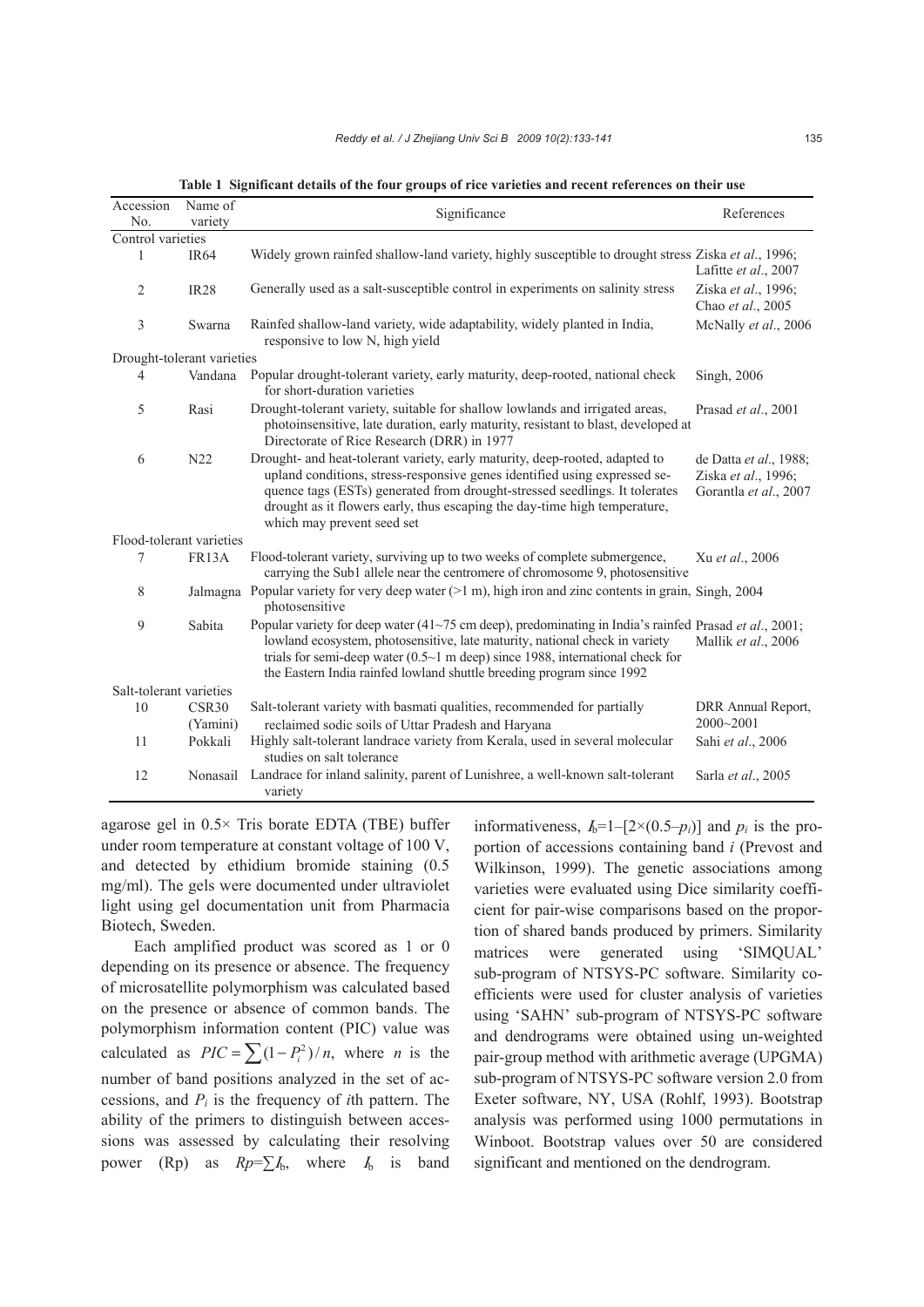**Table 1 Significant details of the four groups of rice varieties and recent references on their use**

| Accession No. | Name of variety | Significance | References |
|---|---|---|---|
| Control varieties | | | |
| 1 | IR64 | Widely grown rainfed shallow-land variety, highly susceptible to drought stress | Ziska *et al*., 1996; Lafitte *et al*., 2007 |
| 2 | IR28 | Generally used as a salt-susceptible control in experiments on salinity stress | Ziska *et al*., 1996; Chao *et al*., 2005 |
| 3 | Swarna | Rainfed shallow-land variety, wide adaptability, widely planted in India, responsive to low N, high yield | McNally *et al*., 2006 |
| Drought-tolerant varieties | | | |
| 4 | Vandana | Popular drought-tolerant variety, early maturity, deep-rooted, national check for short-duration varieties | Singh, 2006 |
| 5 | Rasi | Drought-tolerant variety, suitable for shallow lowlands and irrigated areas, photoinsensitive, late duration, early maturity, resistant to blast, developed at Directorate of Rice Research (DRR) in 1977 | Prasad *et al*., 2001 |
| 6 | N22 | Drought- and heat-tolerant variety, early maturity, deep-rooted, adapted to upland conditions, stress-responsive genes identified using expressed sequence tags (ESTs) generated from drought-stressed seedlings. It tolerates drought as it flowers early, thus escaping the day-time high temperature, which may prevent seed set | de Datta *et al*., 1988; Ziska *et al*., 1996; Gorantla *et al*., 2007 |
| Flood-tolerant varieties | | | |
| 7 | FR13A | Flood-tolerant variety, surviving up to two weeks of complete submergence, carrying the Sub1 allele near the centromere of chromosome 9, photosensitive | Xu *et al*., 2006 |
| 8 | Jalmagna | Popular variety for very deep water (>1 m), high iron and zinc contents in grain, photosensitive | Singh, 2004 |
| 9 | Sabita | Popular variety for deep water (41~75 cm deep), predominating in India's rainfed lowland ecosystem, photosensitive, late maturity, national check in variety trials for semi-deep water (0.5~1 m deep) since 1988, international check for the Eastern India rainfed lowland shuttle breeding program since 1992 | Prasad *et al*., 2001; Mallik *et al*., 2006 |
| Salt-tolerant varieties | | | |
| 10 | CSR30 (Yamini) | Salt-tolerant variety with basmati qualities, recommended for partially reclaimed sodic soils of Uttar Pradesh and Haryana | DRR Annual Report, 2000~2001 |
| 11 | Pokkali | Highly salt-tolerant landrace variety from Kerala, used in several molecular studies on salt tolerance | Sahi *et al*., 2006 |
| 12 | Nonasail | Landrace for inland salinity, parent of Lunishree, a well-known salt-tolerant variety | Sarla *et al*., 2005 |

agarose gel in 0.5× Tris borate EDTA (TBE) buffer under room temperature at constant voltage of 100 V, and detected by ethidium bromide staining (0.5 mg/ml). The gels were documented under ultraviolet light using gel documentation unit from Pharmacia Biotech, Sweden.

Each amplified product was scored as 1 or 0 depending on its presence or absence. The frequency of microsatellite polymorphism was calculated based on the presence or absence of common bands. The polymorphism information content (PIC) value was calculated as $PIC=\sum(1-P_i^2)/n$, where $n$ is the number of band positions analyzed in the set of accessions, and $P_i$ is the frequency of $i$th pattern. The ability of the primers to distinguish between accessions was assessed by calculating their resolving power (Rp) as $Rp=\sum I_b$, where $I_b$ is band informativeness, $I_b=1-[2\times(0.5-p_i)]$ and $p_i$ is the proportion of accessions containing band $i$ (Prevost and Wilkinson, 1999). The genetic associations among varieties were evaluated using Dice similarity coefficient for pair-wise comparisons based on the proportion of shared bands produced by primers. Similarity matrices were generated using 'SIMQUAL' sub-program of NTSYS-PC software. Similarity coefficients were used for cluster analysis of varieties using 'SAHN' sub-program of NTSYS-PC software and dendrograms were obtained using un-weighted pair-group method with arithmetic average (UPGMA) sub-program of NTSYS-PC software version 2.0 from Exeter software, NY, USA (Rohlf, 1993). Bootstrap analysis was performed using 1000 permutations in Winboot. Bootstrap values over 50 are considered significant and mentioned on the dendrogram.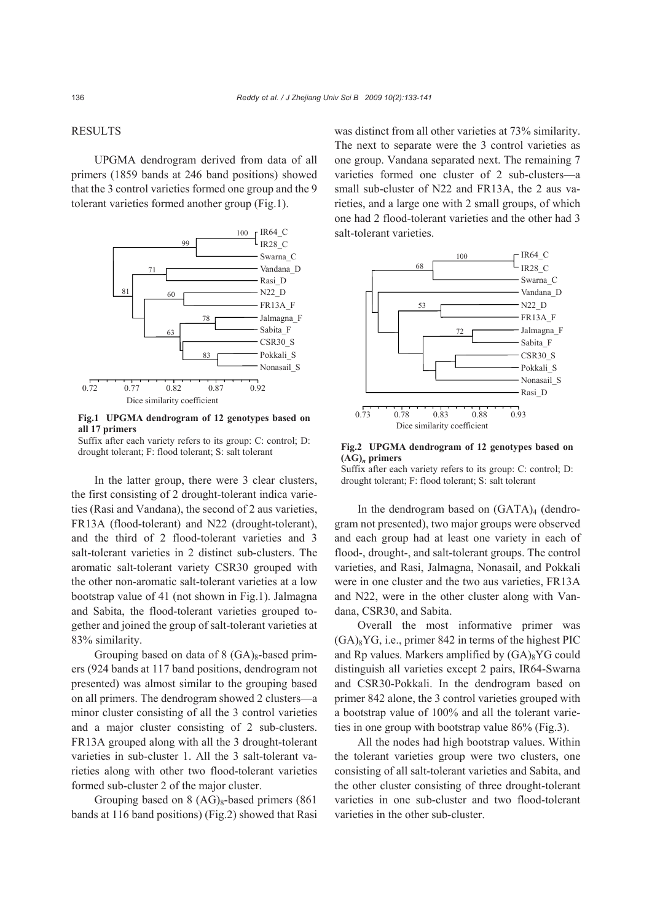## RESULTS

UPGMA dendrogram derived from data of all primers (1859 bands at 246 band positions) showed that the 3 control varieties formed one group and the 9 tolerant varieties formed another group (Fig.1).

**Fig.1 UPGMA dendrogram of 12 genotypes based on all 17 primers**

Suffix after each variety refers to its group: C: control; D: drought tolerant; F: flood tolerant; S: salt tolerant

In the latter group, there were 3 clear clusters, the first consisting of 2 drought-tolerant indica varieties (Rasi and Vandana), the second of 2 aus varieties, FR13A (flood-tolerant) and N22 (drought-tolerant), and the third of 2 flood-tolerant varieties and 3 salt-tolerant varieties in 2 distinct sub-clusters. The aromatic salt-tolerant variety CSR30 grouped with the other non-aromatic salt-tolerant varieties at a low bootstrap value of 41 (not shown in Fig.1). Jalmagna and Sabita, the flood-tolerant varieties grouped together and joined the group of salt-tolerant varieties at 83% similarity.

Grouping based on data of 8 $(GA)_8$-based primers (924 bands at 117 band positions, dendrogram not presented) was almost similar to the grouping based on all primers. The dendrogram showed 2 clusters—a minor cluster consisting of all the 3 control varieties and a major cluster consisting of 2 sub-clusters. FR13A grouped along with all the 3 drought-tolerant varieties in sub-cluster 1. All the 3 salt-tolerant varieties along with other two flood-tolerant varieties formed sub-cluster 2 of the major cluster.

Grouping based on 8 $(AG)_8$-based primers (861 bands at 116 band positions) (Fig.2) showed that Rasi was distinct from all other varieties at 73% similarity. The next to separate were the 3 control varieties as one group. Vandana separated next. The remaining 7 varieties formed one cluster of 2 sub-clusters—a small sub-cluster of N22 and FR13A, the 2 aus varieties, and a large one with 2 small groups, of which one had 2 flood-tolerant varieties and the other had 3 salt-tolerant varieties.

**Fig.2 UPGMA dendrogram of 12 genotypes based on $(AG)_n$ primers**

Suffix after each variety refers to its group: C: control; D: drought tolerant; F: flood tolerant; S: salt tolerant

In the dendrogram based on $(GATA)_4$ (dendrogram not presented), two major groups were observed and each group had at least one variety in each of flood-, drought-, and salt-tolerant groups. The control varieties, and Rasi, Jalmagna, Nonasail, and Pokkali were in one cluster and the two aus varieties, FR13A and N22, were in the other cluster along with Vandana, CSR30, and Sabita.

Overall the most informative primer was $(GA)_8YG$, i.e., primer 842 in terms of the highest PIC and Rp values. Markers amplified by $(GA)_8YG$ could distinguish all varieties except 2 pairs, IR64-Swarna and CSR30-Pokkali. In the dendrogram based on primer 842 alone, the 3 control varieties grouped with a bootstrap value of 100% and all the tolerant varieties in one group with bootstrap value 86% (Fig.3).

All the nodes had high bootstrap values. Within the tolerant varieties group were two clusters, one consisting of all salt-tolerant varieties and Sabita, and the other cluster consisting of three drought-tolerant varieties in one sub-cluster and two flood-tolerant varieties in the other sub-cluster.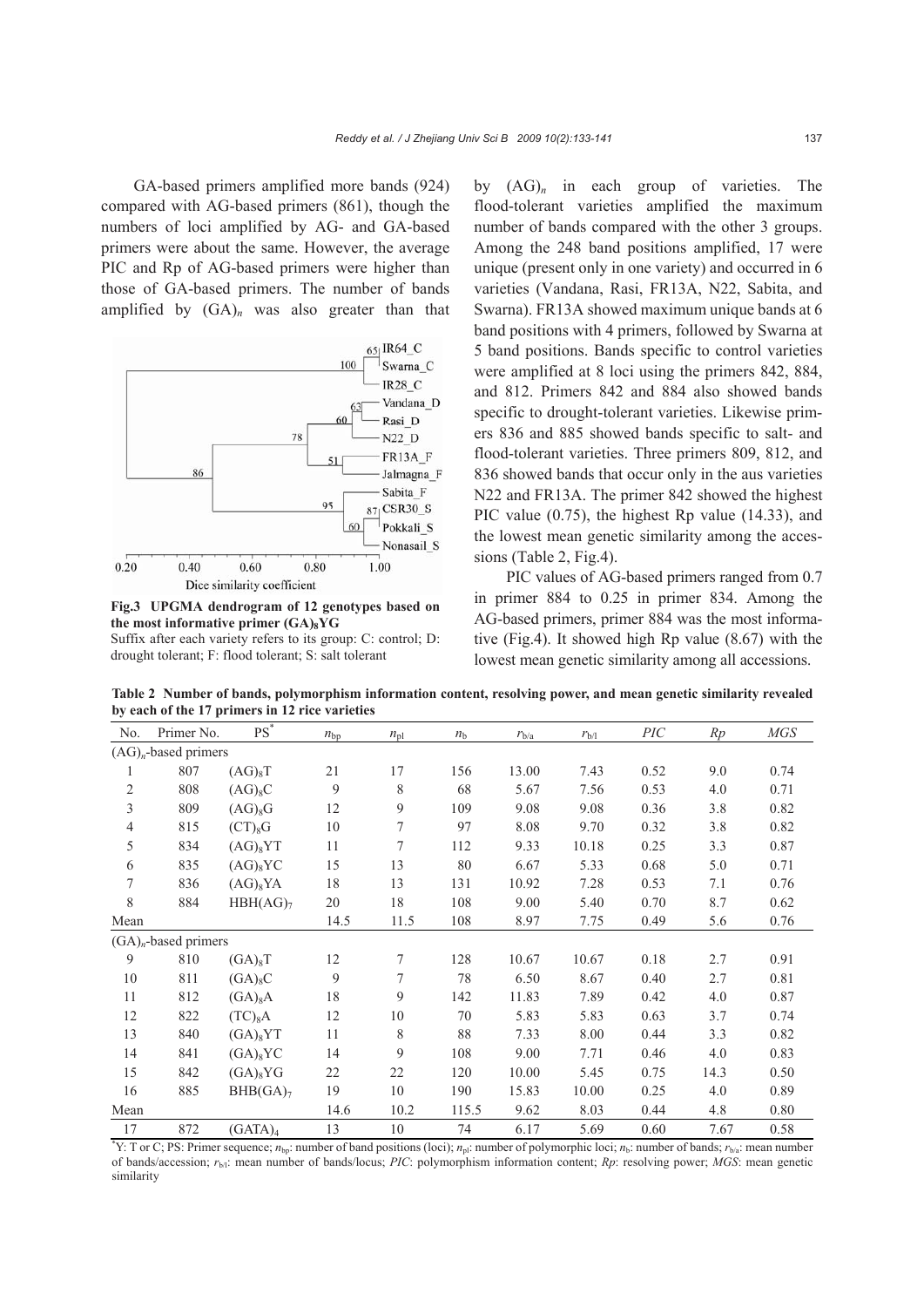GA-based primers amplified more bands (924) compared with AG-based primers (861), though the numbers of loci amplified by AG- and GA-based primers were about the same. However, the average PIC and Rp of AG-based primers were higher than those of GA-based primers. The number of bands amplified by $(GA)_n$ was also greater than that by $(AG)_n$ in each group of varieties. The flood-tolerant varieties amplified the maximum number of bands compared with the other 3 groups. Among the 248 band positions amplified, 17 were unique (present only in one variety) and occurred in 6 varieties (Vandana, Rasi, FR13A, N22, Sabita, and Swarna). FR13A showed maximum unique bands at 6 band positions with 4 primers, followed by Swarna at 5 band positions. Bands specific to control varieties were amplified at 8 loci using the primers 842, 884, and 812. Primers 842 and 884 also showed bands specific to drought-tolerant varieties. Likewise primers 836 and 885 showed bands specific to salt- and flood-tolerant varieties. Three primers 809, 812, and 836 showed bands that occur only in the aus varieties N22 and FR13A. The primer 842 showed the highest PIC value (0.75), the highest Rp value (14.33), and the lowest mean genetic similarity among the accessions (Table 2, Fig.4).

**Fig.3 UPGMA dendrogram of 12 genotypes based on the most informative primer $(GA)_8YG$**
Suffix after each variety refers to its group: C: control; D: drought tolerant; F: flood tolerant; S: salt tolerant

PIC values of AG-based primers ranged from 0.7 in primer 884 to 0.25 in primer 834. Among the AG-based primers, primer 884 was the most informative (Fig.4). It showed high Rp value (8.67) with the lowest mean genetic similarity among all accessions.

**Table 2 Number of bands, polymorphism information content, resolving power, and mean genetic similarity revealed by each of the 17 primers in 12 rice varieties**

| No. | Primer No. | PS* | $n_{bp}$ | $n_{pl}$ | $n_b$ | $r_{b/a}$ | $r_{b/l}$ | *PIC* | *Rp* | *MGS* |
|---|---|---|---|---|---|---|---|---|---|---|
| $(AG)_n$-based primers | | | | | | | | | | |
| 1 | 807 | $(AG)_8T$ | 21 | 17 | 156 | 13.00 | 7.43 | 0.52 | 9.0 | 0.74 |
| 2 | 808 | $(AG)_8C$ | 9 | 8 | 68 | 5.67 | 7.56 | 0.53 | 4.0 | 0.71 |
| 3 | 809 | $(AG)_8G$ | 12 | 9 | 109 | 9.08 | 9.08 | 0.36 | 3.8 | 0.82 |
| 4 | 815 | $(CT)_8G$ | 10 | 7 | 97 | 8.08 | 9.70 | 0.32 | 3.8 | 0.82 |
| 5 | 834 | $(AG)_8YT$ | 11 | 7 | 112 | 9.33 | 10.18 | 0.25 | 3.3 | 0.87 |
| 6 | 835 | $(AG)_8YC$ | 15 | 13 | 80 | 6.67 | 5.33 | 0.68 | 5.0 | 0.71 |
| 7 | 836 | $(AG)_8YA$ | 18 | 13 | 131 | 10.92 | 7.28 | 0.53 | 7.1 | 0.76 |
| 8 | 884 | $HBH(AG)_7$ | 20 | 18 | 108 | 9.00 | 5.40 | 0.70 | 8.7 | 0.62 |
| Mean | | | 14.5 | 11.5 | 108 | 8.97 | 7.75 | 0.49 | 5.6 | 0.76 |
| $(GA)_n$-based primers | | | | | | | | | | |
| 9 | 810 | $(GA)_8T$ | 12 | 7 | 128 | 10.67 | 10.67 | 0.18 | 2.7 | 0.91 |
| 10 | 811 | $(GA)_8C$ | 9 | 7 | 78 | 6.50 | 8.67 | 0.40 | 2.7 | 0.81 |
| 11 | 812 | $(GA)_8A$ | 18 | 9 | 142 | 11.83 | 7.89 | 0.42 | 4.0 | 0.87 |
| 12 | 822 | $(TC)_8A$ | 12 | 10 | 70 | 5.83 | 5.83 | 0.63 | 3.7 | 0.74 |
| 13 | 840 | $(GA)_8YT$ | 11 | 8 | 88 | 7.33 | 8.00 | 0.44 | 3.3 | 0.82 |
| 14 | 841 | $(GA)_8YC$ | 14 | 9 | 108 | 9.00 | 7.71 | 0.46 | 4.0 | 0.83 |
| 15 | 842 | $(GA)_8YG$ | 22 | 22 | 120 | 10.00 | 5.45 | 0.75 | 14.3 | 0.50 |
| 16 | 885 | $BHB(GA)_7$ | 19 | 10 | 190 | 15.83 | 10.00 | 0.25 | 4.0 | 0.89 |
| Mean | | | 14.6 | 10.2 | 115.5 | 9.62 | 8.03 | 0.44 | 4.8 | 0.80 |
| 17 | 872 | $(GATA)_4$ | 13 | 10 | 74 | 6.17 | 5.69 | 0.60 | 7.67 | 0.58 |

*Y: T or C; PS: Primer sequence; $n_{bp}$: number of band positions (loci); $n_{pl}$: number of polymorphic loci; $n_b$: number of bands; $r_{b/a}$: mean number of bands/accession; $r_{b/l}$: mean number of bands/locus; *PIC*: polymorphism information content; *Rp*: resolving power; *MGS*: mean genetic similarity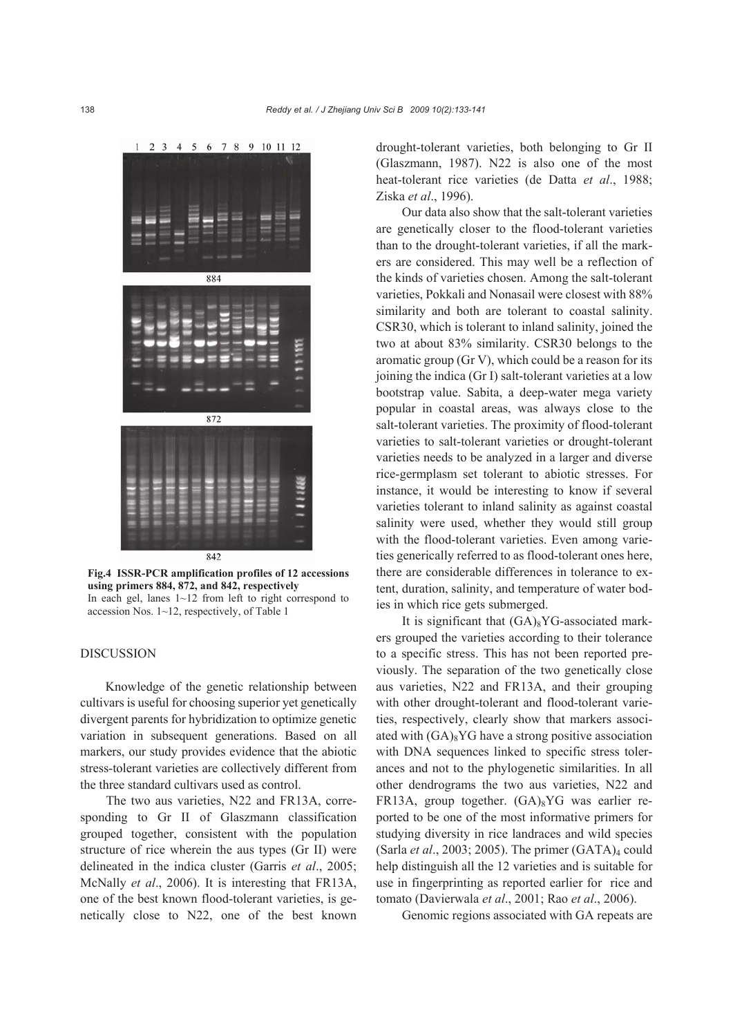Fig.4 ISSR-PCR amplification profiles of 12 accessions using primers 884, 872, and 842, respectively
In each gel, lanes 1~12 from left to right correspond to accession Nos. 1~12, respectively, of Table 1

## DISCUSSION

Knowledge of the genetic relationship between cultivars is useful for choosing superior yet genetically divergent parents for hybridization to optimize genetic variation in subsequent generations. Based on all markers, our study provides evidence that the abiotic stress-tolerant varieties are collectively different from the three standard cultivars used as control.

The two aus varieties, N22 and FR13A, corresponding to Gr II of Glaszmann classification grouped together, consistent with the population structure of rice wherein the aus types (Gr II) were delineated in the indica cluster (Garris *et al*., 2005; McNally *et al*., 2006). It is interesting that FR13A, one of the best known flood-tolerant varieties, is genetically close to N22, one of the best known drought-tolerant varieties, both belonging to Gr II (Glaszmann, 1987). N22 is also one of the most heat-tolerant rice varieties (de Datta *et al*., 1988; Ziska *et al*., 1996).

Our data also show that the salt-tolerant varieties are genetically closer to the flood-tolerant varieties than to the drought-tolerant varieties, if all the markers are considered. This may well be a reflection of the kinds of varieties chosen. Among the salt-tolerant varieties, Pokkali and Nonasail were closest with 88% similarity and both are tolerant to coastal salinity. CSR30, which is tolerant to inland salinity, joined the two at about 83% similarity. CSR30 belongs to the aromatic group (Gr V), which could be a reason for its joining the indica (Gr I) salt-tolerant varieties at a low bootstrap value. Sabita, a deep-water mega variety popular in coastal areas, was always close to the salt-tolerant varieties. The proximity of flood-tolerant varieties to salt-tolerant varieties or drought-tolerant varieties needs to be analyzed in a larger and diverse rice-germplasm set tolerant to abiotic stresses. For instance, it would be interesting to know if several varieties tolerant to inland salinity as against coastal salinity were used, whether they would still group with the flood-tolerant varieties. Even among varieties generically referred to as flood-tolerant ones here, there are considerable differences in tolerance to extent, duration, salinity, and temperature of water bodies in which rice gets submerged.

It is significant that $(GA)_8YG$-associated markers grouped the varieties according to their tolerance to a specific stress. This has not been reported previously. The separation of the two genetically close aus varieties, N22 and FR13A, and their grouping with other drought-tolerant and flood-tolerant varieties, respectively, clearly show that markers associated with $(GA)_8YG$ have a strong positive association with DNA sequences linked to specific stress tolerances and not to the phylogenetic similarities. In all other dendrograms the two aus varieties, N22 and FR13A, group together. $(GA)_8YG$ was earlier reported to be one of the most informative primers for studying diversity in rice landraces and wild species (Sarla *et al*., 2003; 2005). The primer $(GATA)_4$ could help distinguish all the 12 varieties and is suitable for use in fingerprinting as reported earlier for rice and tomato (Davierwala *et al*., 2001; Rao *et al*., 2006).

Genomic regions associated with GA repeats are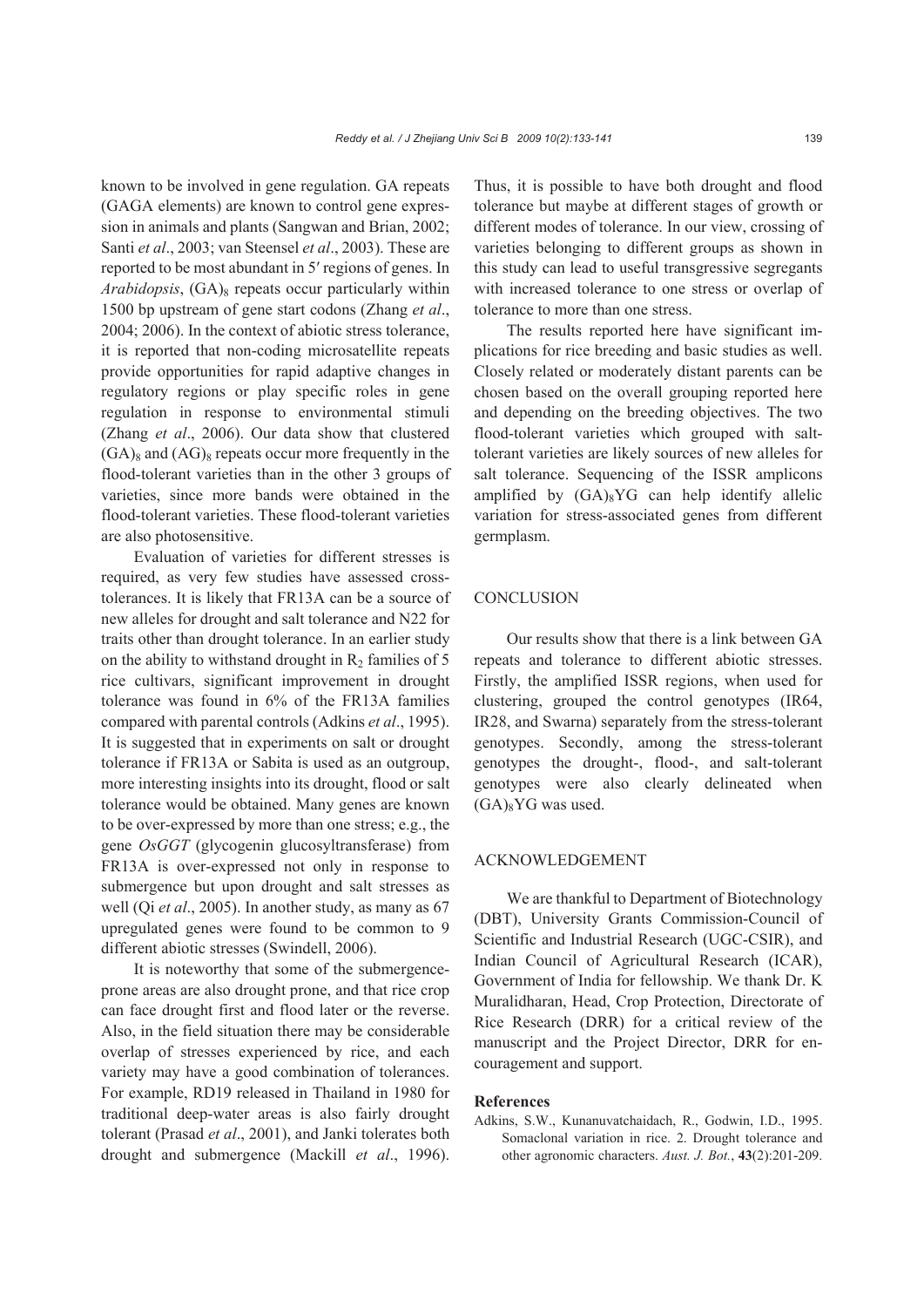known to be involved in gene regulation. GA repeats (GAGA elements) are known to control gene expression in animals and plants (Sangwan and Brian, 2002; Santi *et al*., 2003; van Steensel *et al*., 2003). These are reported to be most abundant in 5′ regions of genes. In *Arabidopsis*, $(GA)_8$ repeats occur particularly within 1500 bp upstream of gene start codons (Zhang *et al*., 2004; 2006). In the context of abiotic stress tolerance, it is reported that non-coding microsatellite repeats provide opportunities for rapid adaptive changes in regulatory regions or play specific roles in gene regulation in response to environmental stimuli (Zhang *et al*., 2006). Our data show that clustered $(GA)_8$ and $(AG)_8$ repeats occur more frequently in the flood-tolerant varieties than in the other 3 groups of varieties, since more bands were obtained in the flood-tolerant varieties. These flood-tolerant varieties are also photosensitive.

Evaluation of varieties for different stresses is required, as very few studies have assessed cross-tolerances. It is likely that FR13A can be a source of new alleles for drought and salt tolerance and N22 for traits other than drought tolerance. In an earlier study on the ability to withstand drought in $R_2$ families of 5 rice cultivars, significant improvement in drought tolerance was found in 6% of the FR13A families compared with parental controls (Adkins *et al*., 1995). It is suggested that in experiments on salt or drought tolerance if FR13A or Sabita is used as an outgroup, more interesting insights into its drought, flood or salt tolerance would be obtained. Many genes are known to be over-expressed by more than one stress; e.g., the gene *OsGGT* (glycogenin glucosyltransferase) from FR13A is over-expressed not only in response to submergence but upon drought and salt stresses as well (Qi *et al*., 2005). In another study, as many as 67 upregulated genes were found to be common to 9 different abiotic stresses (Swindell, 2006).

It is noteworthy that some of the submergence-prone areas are also drought prone, and that rice crop can face drought first and flood later or the reverse. Also, in the field situation there may be considerable overlap of stresses experienced by rice, and each variety may have a good combination of tolerances. For example, RD19 released in Thailand in 1980 for traditional deep-water areas is also fairly drought tolerant (Prasad *et al*., 2001), and Janki tolerates both drought and submergence (Mackill *et al*., 1996). Thus, it is possible to have both drought and flood tolerance but maybe at different stages of growth or different modes of tolerance. In our view, crossing of varieties belonging to different groups as shown in this study can lead to useful transgressive segregants with increased tolerance to one stress or overlap of tolerance to more than one stress.

The results reported here have significant implications for rice breeding and basic studies as well. Closely related or moderately distant parents can be chosen based on the overall grouping reported here and depending on the breeding objectives. The two flood-tolerant varieties which grouped with salt-tolerant varieties are likely sources of new alleles for salt tolerance. Sequencing of the ISSR amplicons amplified by $(GA)_8$YG can help identify allelic variation for stress-associated genes from different germplasm.

## CONCLUSION

Our results show that there is a link between GA repeats and tolerance to different abiotic stresses. Firstly, the amplified ISSR regions, when used for clustering, grouped the control genotypes (IR64, IR28, and Swarna) separately from the stress-tolerant genotypes. Secondly, among the stress-tolerant genotypes the drought-, flood-, and salt-tolerant genotypes were also clearly delineated when $(GA)_8$YG was used.

## ACKNOWLEDGEMENT

We are thankful to Department of Biotechnology (DBT), University Grants Commission-Council of Scientific and Industrial Research (UGC-CSIR), and Indian Council of Agricultural Research (ICAR), Government of India for fellowship. We thank Dr. K Muralidharan, Head, Crop Protection, Directorate of Rice Research (DRR) for a critical review of the manuscript and the Project Director, DRR for encouragement and support.

## References

Adkins, S.W., Kunanuvatchaidach, R., Godwin, I.D., 1995. Somaclonal variation in rice. 2. Drought tolerance and other agronomic characters. *Aust. J. Bot.*, **43**(2):201-209.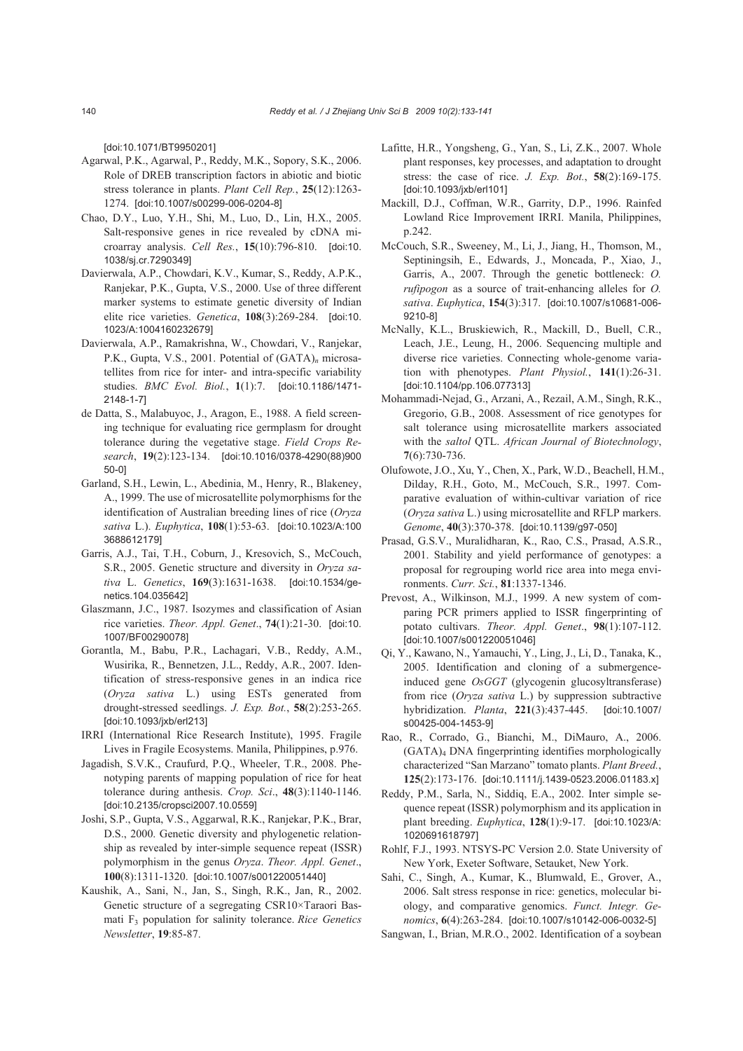[doi:10.1071/BT9950201]

Agarwal, P.K., Agarwal, P., Reddy, M.K., Sopory, S.K., 2006. Role of DREB transcription factors in abiotic and biotic stress tolerance in plants. *Plant Cell Rep.*, **25**(12):1263-1274. [doi:10.1007/s00299-006-0204-8]

Chao, D.Y., Luo, Y.H., Shi, M., Luo, D., Lin, H.X., 2005. Salt-responsive genes in rice revealed by cDNA microarray analysis. *Cell Res.*, **15**(10):796-810. [doi:10.1038/sj.cr.7290349]

Davierwala, A.P., Chowdari, K.V., Kumar, S., Reddy, A.P.K., Ranjekar, P.K., Gupta, V.S., 2000. Use of three different marker systems to estimate genetic diversity of Indian elite rice varieties. *Genetica*, **108**(3):269-284. [doi:10.1023/A:1004160232679]

Davierwala, A.P., Ramakrishna, W., Chowdari, V., Ranjekar, P.K., Gupta, V.S., 2001. Potential of $(GATA)_n$ microsatellites from rice for inter- and intra-specific variability studies. *BMC Evol. Biol.*, **1**(1):7. [doi:10.1186/1471-2148-1-7]

de Datta, S., Malabuyoc, J., Aragon, E., 1988. A field screening technique for evaluating rice germplasm for drought tolerance during the vegetative stage. *Field Crops Research*, **19**(2):123-134. [doi:10.1016/0378-4290(88)90050-0]

Garland, S.H., Lewin, L., Abedinia, M., Henry, R., Blakeney, A., 1999. The use of microsatellite polymorphisms for the identification of Australian breeding lines of rice (*Oryza sativa* L.). *Euphytica*, **108**(1):53-63. [doi:10.1023/A:1003688612179]

Garris, A.J., Tai, T.H., Coburn, J., Kresovich, S., McCouch, S.R., 2005. Genetic structure and diversity in *Oryza sativa* L. *Genetics*, **169**(3):1631-1638. [doi:10.1534/genetics.104.035642]

Glaszmann, J.C., 1987. Isozymes and classification of Asian rice varieties. *Theor. Appl. Genet*., **74**(1):21-30. [doi:10.1007/BF00290078]

Gorantla, M., Babu, P.R., Lachagari, V.B., Reddy, A.M., Wusirika, R., Bennetzen, J.L., Reddy, A.R., 2007. Identification of stress-responsive genes in an indica rice (*Oryza sativa* L.) using ESTs generated from drought-stressed seedlings. *J. Exp. Bot.*, **58**(2):253-265. [doi:10.1093/jxb/erl213]

IRRI (International Rice Research Institute), 1995. Fragile Lives in Fragile Ecosystems. Manila, Philippines, p.976.

Jagadish, S.V.K., Craufurd, P.Q., Wheeler, T.R., 2008. Phenotyping parents of mapping population of rice for heat tolerance during anthesis. *Crop. Sci*., **48**(3):1140-1146. [doi:10.2135/cropsci2007.10.0559]

Joshi, S.P., Gupta, V.S., Aggarwal, R.K., Ranjekar, P.K., Brar, D.S., 2000. Genetic diversity and phylogenetic relationship as revealed by inter-simple sequence repeat (ISSR) polymorphism in the genus *Oryza*. *Theor. Appl. Genet*., **100**(8):1311-1320. [doi:10.1007/s001220051440]

Kaushik, A., Sani, N., Jan, S., Singh, R.K., Jan, R., 2002. Genetic structure of a segregating CSR10×Taraori Basmati $F_3$ population for salinity tolerance. *Rice Genetics Newsletter*, **19**:85-87.

Lafitte, H.R., Yongsheng, G., Yan, S., Li, Z.K., 2007. Whole plant responses, key processes, and adaptation to drought stress: the case of rice. *J. Exp. Bot.*, **58**(2):169-175. [doi:10.1093/jxb/erl101]

Mackill, D.J., Coffman, W.R., Garrity, D.P., 1996. Rainfed Lowland Rice Improvement IRRI. Manila, Philippines, p.242.

McCouch, S.R., Sweeney, M., Li, J., Jiang, H., Thomson, M., Septiningsih, E., Edwards, J., Moncada, P., Xiao, J., Garris, A., 2007. Through the genetic bottleneck: *O. rufipogon* as a source of trait-enhancing alleles for *O. sativa*. *Euphytica*, **154**(3):317. [doi:10.1007/s10681-006-9210-8]

McNally, K.L., Bruskiewich, R., Mackill, D., Buell, C.R., Leach, J.E., Leung, H., 2006. Sequencing multiple and diverse rice varieties. Connecting whole-genome variation with phenotypes. *Plant Physiol.*, **141**(1):26-31. [doi:10.1104/pp.106.077313]

Mohammadi-Nejad, G., Arzani, A., Rezail, A.M., Singh, R.K., Gregorio, G.B., 2008. Assessment of rice genotypes for salt tolerance using microsatellite markers associated with the *saltol* QTL. *African Journal of Biotechnology*, **7**(6):730-736.

Olufowote, J.O., Xu, Y., Chen, X., Park, W.D., Beachell, H.M., Dilday, R.H., Goto, M., McCouch, S.R., 1997. Comparative evaluation of within-cultivar variation of rice (*Oryza sativa* L.) using microsatellite and RFLP markers. *Genome*, **40**(3):370-378. [doi:10.1139/g97-050]

Prasad, G.S.V., Muralidharan, K., Rao, C.S., Prasad, A.S.R., 2001. Stability and yield performance of genotypes: a proposal for regrouping world rice area into mega environments. *Curr. Sci.*, **81**:1337-1346.

Prevost, A., Wilkinson, M.J., 1999. A new system of comparing PCR primers applied to ISSR fingerprinting of potato cultivars. *Theor. Appl. Genet*., **98**(1):107-112. [doi:10.1007/s001220051046]

Qi, Y., Kawano, N., Yamauchi, Y., Ling, J., Li, D., Tanaka, K., 2005. Identification and cloning of a submergence-induced gene *OsGGT* (glycogenin glucosyltransferase) from rice (*Oryza sativa* L.) by suppression subtractive hybridization. *Planta*, **221**(3):437-445. [doi:10.1007/s00425-004-1453-9]

Rao, R., Corrado, G., Bianchi, M., DiMauro, A., 2006. $(GATA)_4$ DNA fingerprinting identifies morphologically characterized "San Marzano" tomato plants. *Plant Breed.*, **125**(2):173-176. [doi:10.1111/j.1439-0523.2006.01183.x]

Reddy, P.M., Sarla, N., Siddiq, E.A., 2002. Inter simple sequence repeat (ISSR) polymorphism and its application in plant breeding. *Euphytica*, **128**(1):9-17. [doi:10.1023/A:1020691618797]

Rohlf, F.J., 1993. NTSYS-PC Version 2.0. State University of New York, Exeter Software, Setauket, New York.

Sahi, C., Singh, A., Kumar, K., Blumwald, E., Grover, A., 2006. Salt stress response in rice: genetics, molecular biology, and comparative genomics. *Funct. Integr. Genomics*, **6**(4):263-284. [doi:10.1007/s10142-006-0032-5]

Sangwan, I., Brian, M.R.O., 2002. Identification of a soybean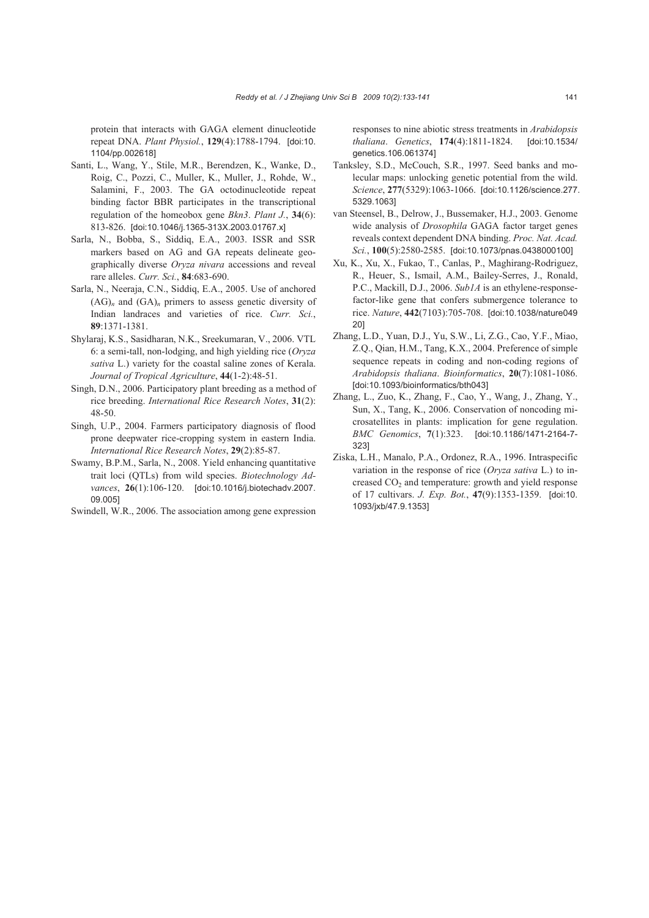protein that interacts with GAGA element dinucleotide repeat DNA. *Plant Physiol.*, **129**(4):1788-1794. [doi:10.1104/pp.002618]

Santi, L., Wang, Y., Stile, M.R., Berendzen, K., Wanke, D., Roig, C., Pozzi, C., Muller, K., Muller, J., Rohde, W., Salamini, F., 2003. The GA octodinucleotide repeat binding factor BBR participates in the transcriptional regulation of the homeobox gene *Bkn3*. *Plant J.*, **34**(6):813-826. [doi:10.1046/j.1365-313X.2003.01767.x]

Sarla, N., Bobba, S., Siddiq, E.A., 2003. ISSR and SSR markers based on AG and GA repeats delineate geographically diverse *Oryza nivara* accessions and reveal rare alleles. *Curr. Sci.*, **84**:683-690.

Sarla, N., Neeraja, C.N., Siddiq, E.A., 2005. Use of anchored $(AG)_n$ and $(GA)_n$ primers to assess genetic diversity of Indian landraces and varieties of rice. *Curr. Sci.*, **89**:1371-1381.

Shylaraj, K.S., Sasidharan, N.K., Sreekumaran, V., 2006. VTL 6: a semi-tall, non-lodging, and high yielding rice (*Oryza sativa* L.) variety for the coastal saline zones of Kerala. *Journal of Tropical Agriculture*, **44**(1-2):48-51.

Singh, D.N., 2006. Participatory plant breeding as a method of rice breeding. *International Rice Research Notes*, **31**(2):48-50.

Singh, U.P., 2004. Farmers participatory diagnosis of flood prone deepwater rice-cropping system in eastern India. *International Rice Research Notes*, **29**(2):85-87.

Swamy, B.P.M., Sarla, N., 2008. Yield enhancing quantitative trait loci (QTLs) from wild species. *Biotechnology Advances*, **26**(1):106-120. [doi:10.1016/j.biotechadv.2007.09.005]

Swindell, W.R., 2006. The association among gene expression responses to nine abiotic stress treatments in *Arabidopsis thaliana*. *Genetics*, **174**(4):1811-1824. [doi:10.1534/genetics.106.061374]

Tanksley, S.D., McCouch, S.R., 1997. Seed banks and molecular maps: unlocking genetic potential from the wild. *Science*, **277**(5329):1063-1066. [doi:10.1126/science.277.5329.1063]

van Steensel, B., Delrow, J., Bussemaker, H.J., 2003. Genome wide analysis of *Drosophila* GAGA factor target genes reveals context dependent DNA binding. *Proc. Nat. Acad. Sci.*, **100**(5):2580-2585. [doi:10.1073/pnas.0438000100]

Xu, K., Xu, X., Fukao, T., Canlas, P., Maghirang-Rodriguez, R., Heuer, S., Ismail, A.M., Bailey-Serres, J., Ronald, P.C., Mackill, D.J., 2006. *Sub1A* is an ethylene-response-factor-like gene that confers submergence tolerance to rice. *Nature*, **442**(7103):705-708. [doi:10.1038/nature04920]

Zhang, L.D., Yuan, D.J., Yu, S.W., Li, Z.G., Cao, Y.F., Miao, Z.Q., Qian, H.M., Tang, K.X., 2004. Preference of simple sequence repeats in coding and non-coding regions of *Arabidopsis thaliana*. *Bioinformatics*, **20**(7):1081-1086. [doi:10.1093/bioinformatics/bth043]

Zhang, L., Zuo, K., Zhang, F., Cao, Y., Wang, J., Zhang, Y., Sun, X., Tang, K., 2006. Conservation of noncoding microsatellites in plants: implication for gene regulation. *BMC Genomics*, **7**(1):323. [doi:10.1186/1471-2164-7-323]

Ziska, L.H., Manalo, P.A., Ordonez, R.A., 1996. Intraspecific variation in the response of rice (*Oryza sativa* L.) to increased $CO_2$ and temperature: growth and yield response of 17 cultivars. *J. Exp. Bot.*, **47**(9):1353-1359. [doi:10.1093/jxb/47.9.1353]